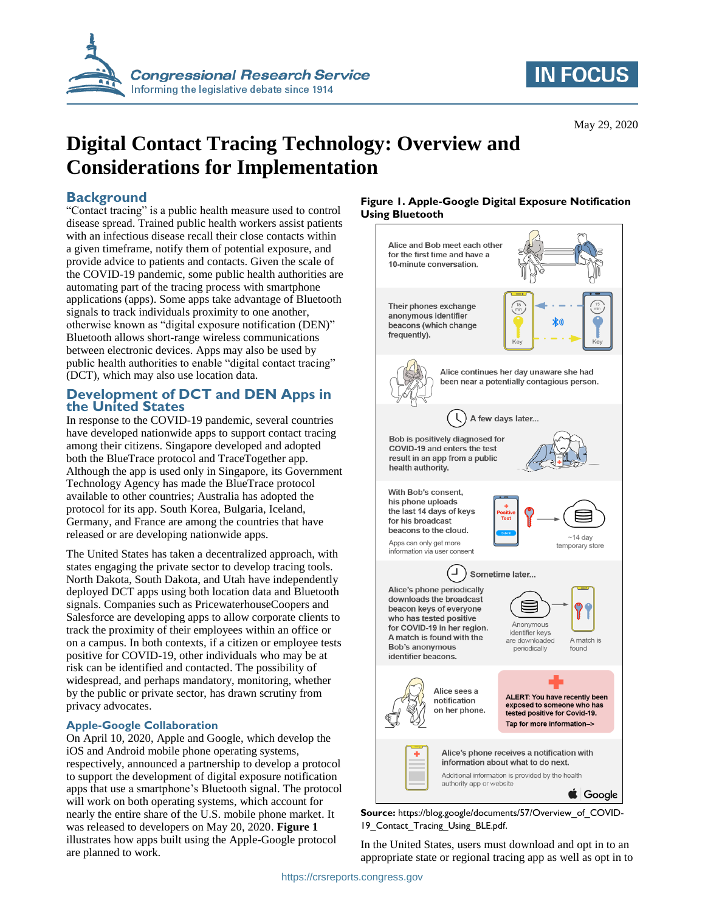May 29, 2020

# Digital Contact Tracing Technology: Overview and Considerations for Implementation

## Background

"Contact tracing" is a public health measure used to control disease spread. Trained public health workers assist patients with an infectious disease recall their close contacts within a given timeframe, notify them of potential exposure, and provide advice to patients and contacts. Given the scale of the COVID-19 pandemic, some public health authorities are automating part of the tracing process with smartphone applications (apps). Some apps take advantage of Bluetooth signals to track individuals proximity to one another, otherwise known as "digital exposure notification (DEN)" Bluetooth allows short-range wireless communications between electronic devices. Apps may also be used by public health authorities to enable "digital contact tracing" (DCT), which may also use location data.

## Development of DCT and DEN Apps in the United States

In response to the COVID-19 pandemic, several countries have developed nationwide apps to support contact tracing among their citizens. Singapore developed and adopted both the BlueTrace protocol and TraceTogether app. Although the app is used only in Singapore, its Government Technology Agency has made the BlueTrace protocol available to other countries; Australia has adopted the protocol for its app. South Korea, Bulgaria, Iceland, Germany, and France are among the countries that have released or are developing nationwide apps.

The United States has taken a decentralized approach, with states engaging the private sector to develop tracing tools. North Dakota, South Dakota, and Utah have independently deployed DCT apps using both location data and Bluetooth signals. Companies such as PricewaterhouseCoopers and Salesforce are developing apps to allow corporate clients to track the proximity of their employees within an office or on a campus. In both contexts, if a citizen or employee tests positive for COVID-19, other individuals who may be at risk can be identified and contacted. The possibility of widespread, and perhaps mandatory, monitoring, whether by the public or private sector, has drawn scrutiny from privacy advocates.

### Apple-Google Collaboration

On April 10, 2020, Apple and Google, which develop the iOS and Android mobile phone operating systems, respectively, announced a partnership to develop a protocol to support the development of digital exposure notification apps that use a smartphone's Bluetooth signal. The protocol will work on both operating systems, which account for nearly the entire share of the U.S. mobile phone market. It was released to developers on May 20, 2020. **Figure 1** illustrates how apps built using the Apple-Google protocol are planned to work.

**Figure 1. Apple-Google Digital Exposure Notification Using Bluetooth**

Alice and Bob meet each other for the first time and have a 10-minute conversation.

Their phones exchange anonymous identifier beacons (which change frequently).

Alice continues her day unaware she had been near a potentially contagious person.

A few days later...

Bob is positively diagnosed for COVID-19 and enters the test result in an app from a public health authority.

With Bob's consent, his phone uploads the last 14 days of keys for his broadcast beacons to the cloud.

Apps can only get more information via user consent

~14 day temporary store

Sometime later...

Alice's phone periodically downloads the broadcast beacon keys of everyone who has tested positive for COVID-19 in her region. A match is found with the Bob's anonymous identifier beacons.

Anonymous identifier keys are downloaded periodically

A match is found

Alice sees a notification on her phone.

ALERT: You have recently been exposed to someone who has tested positive for Covid-19. Tap for more information-->

Alice's phone receives a notification with information about what to do next.

Additional information is provided by the health authority app or website

**Source:** https://blog.google/documents/57/Overview_of_COVID-19_Contact_Tracing_Using_BLE.pdf.

In the United States, users must download and opt in to an appropriate state or regional tracing app as well as opt in to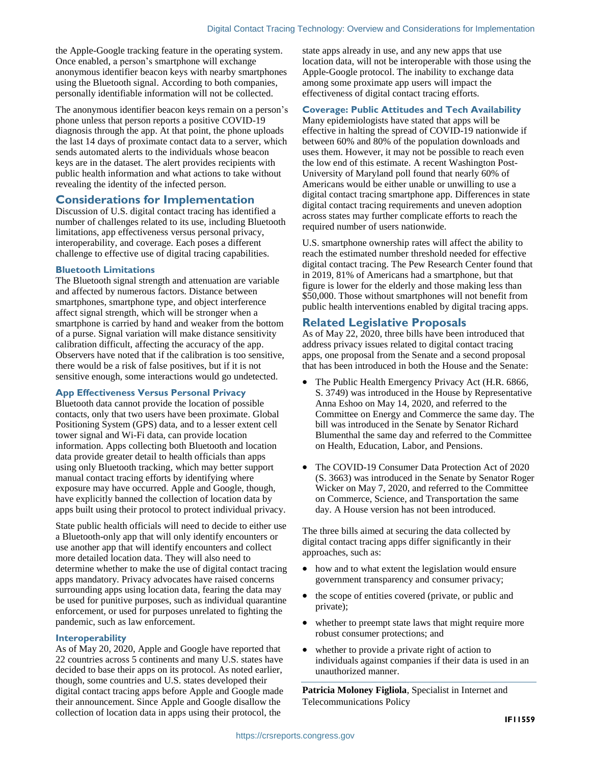the Apple-Google tracking feature in the operating system. Once enabled, a person's smartphone will exchange anonymous identifier beacon keys with nearby smartphones using the Bluetooth signal. According to both companies, personally identifiable information will not be collected.

The anonymous identifier beacon keys remain on a person's phone unless that person reports a positive COVID-19 diagnosis through the app. At that point, the phone uploads the last 14 days of proximate contact data to a server, which sends automated alerts to the individuals whose beacon keys are in the dataset. The alert provides recipients with public health information and what actions to take without revealing the identity of the infected person.

## Considerations for Implementation

Discussion of U.S. digital contact tracing has identified a number of challenges related to its use, including Bluetooth limitations, app effectiveness versus personal privacy, interoperability, and coverage. Each poses a different challenge to effective use of digital tracing capabilities.

### Bluetooth Limitations

The Bluetooth signal strength and attenuation are variable and affected by numerous factors. Distance between smartphones, smartphone type, and object interference affect signal strength, which will be stronger when a smartphone is carried by hand and weaker from the bottom of a purse. Signal variation will make distance sensitivity calibration difficult, affecting the accuracy of the app. Observers have noted that if the calibration is too sensitive, there would be a risk of false positives, but if it is not sensitive enough, some interactions would go undetected.

### App Effectiveness Versus Personal Privacy

Bluetooth data cannot provide the location of possible contacts, only that two users have been proximate. Global Positioning System (GPS) data, and to a lesser extent cell tower signal and Wi-Fi data, can provide location information. Apps collecting both Bluetooth and location data provide greater detail to health officials than apps using only Bluetooth tracking, which may better support manual contact tracing efforts by identifying where exposure may have occurred. Apple and Google, though, have explicitly banned the collection of location data by apps built using their protocol to protect individual privacy.

State public health officials will need to decide to either use a Bluetooth-only app that will only identify encounters or use another app that will identify encounters and collect more detailed location data. They will also need to determine whether to make the use of digital contact tracing apps mandatory. Privacy advocates have raised concerns surrounding apps using location data, fearing the data may be used for punitive purposes, such as individual quarantine enforcement, or used for purposes unrelated to fighting the pandemic, such as law enforcement.

### Interoperability

As of May 20, 2020, Apple and Google have reported that 22 countries across 5 continents and many U.S. states have decided to base their apps on its protocol. As noted earlier, though, some countries and U.S. states developed their digital contact tracing apps before Apple and Google made their announcement. Since Apple and Google disallow the collection of location data in apps using their protocol, the state apps already in use, and any new apps that use location data, will not be interoperable with those using the Apple-Google protocol. The inability to exchange data among some proximate app users will impact the effectiveness of digital contact tracing efforts.

### Coverage: Public Attitudes and Tech Availability

Many epidemiologists have stated that apps will be effective in halting the spread of COVID-19 nationwide if between 60% and 80% of the population downloads and uses them. However, it may not be possible to reach even the low end of this estimate. A recent Washington Post-University of Maryland poll found that nearly 60% of Americans would be either unable or unwilling to use a digital contact tracing smartphone app. Differences in state digital contact tracing requirements and uneven adoption across states may further complicate efforts to reach the required number of users nationwide.

U.S. smartphone ownership rates will affect the ability to reach the estimated number threshold needed for effective digital contact tracing. The Pew Research Center found that in 2019, 81% of Americans had a smartphone, but that figure is lower for the elderly and those making less than $50,000. Those without smartphones will not benefit from public health interventions enabled by digital tracing apps.

## Related Legislative Proposals

As of May 22, 2020, three bills have been introduced that address privacy issues related to digital contact tracing apps, one proposal from the Senate and a second proposal that has been introduced in both the House and the Senate:

- The Public Health Emergency Privacy Act (H.R. 6866, S. 3749) was introduced in the House by Representative Anna Eshoo on May 14, 2020, and referred to the Committee on Energy and Commerce the same day. The bill was introduced in the Senate by Senator Richard Blumenthal the same day and referred to the Committee on Health, Education, Labor, and Pensions.
- The COVID-19 Consumer Data Protection Act of 2020 (S. 3663) was introduced in the Senate by Senator Roger Wicker on May 7, 2020, and referred to the Committee on Commerce, Science, and Transportation the same day. A House version has not been introduced.

The three bills aimed at securing the data collected by digital contact tracing apps differ significantly in their approaches, such as:

- how and to what extent the legislation would ensure government transparency and consumer privacy;
- the scope of entities covered (private, or public and private);
- whether to preempt state laws that might require more robust consumer protections; and
- whether to provide a private right of action to individuals against companies if their data is used in an unauthorized manner.

---

**Patricia Moloney Figliola**, Specialist in Internet and Telecommunications Policy

**IF11559**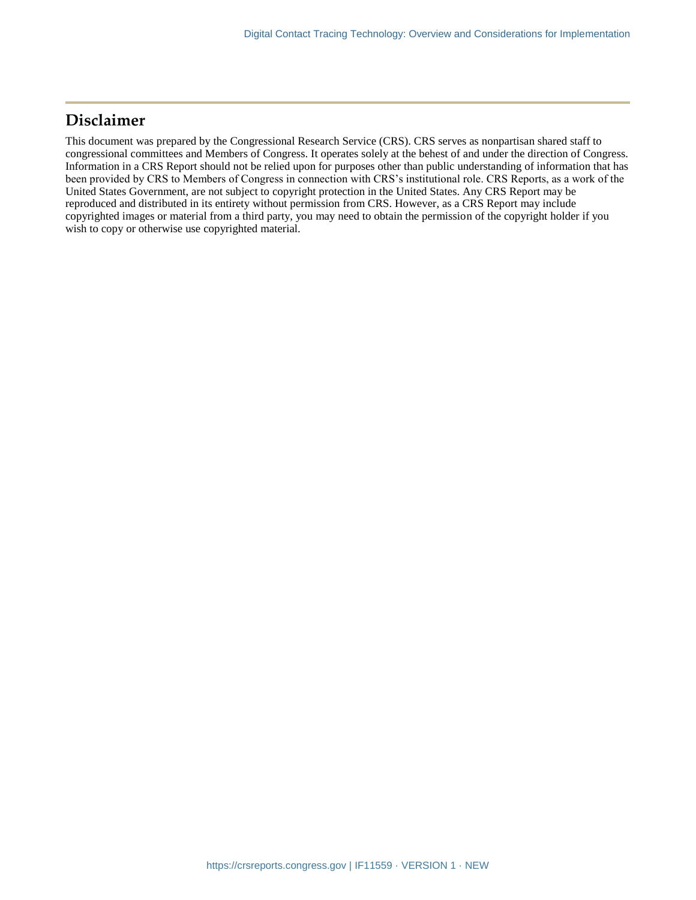## Disclaimer

This document was prepared by the Congressional Research Service (CRS). CRS serves as nonpartisan shared staff to congressional committees and Members of Congress. It operates solely at the behest of and under the direction of Congress. Information in a CRS Report should not be relied upon for purposes other than public understanding of information that has been provided by CRS to Members of Congress in connection with CRS's institutional role. CRS Reports, as a work of the United States Government, are not subject to copyright protection in the United States. Any CRS Report may be reproduced and distributed in its entirety without permission from CRS. However, as a CRS Report may include copyrighted images or material from a third party, you may need to obtain the permission of the copyright holder if you wish to copy or otherwise use copyrighted material.